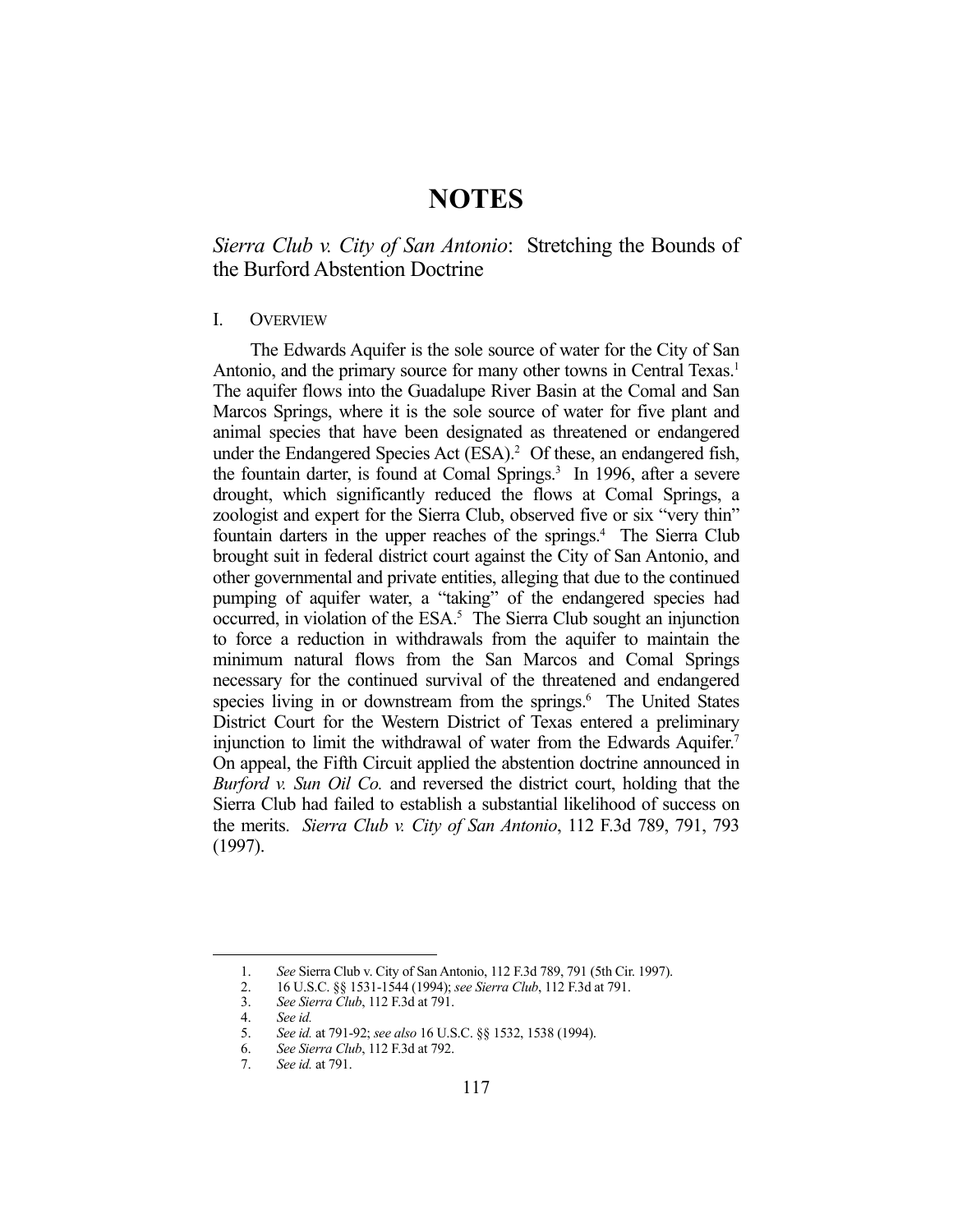# NOTES

## *Sierra Club v. City of San Antonio*: Stretching the Bounds of the Burford Abstention Doctrine

### I. OVERVIEW

The Edwards Aquifer is the sole source of water for the City of San Antonio, and the primary source for many other towns in Central Texas.[1] The aquifer flows into the Guadalupe River Basin at the Comal and San Marcos Springs, where it is the sole source of water for five plant and animal species that have been designated as threatened or endangered under the Endangered Species Act (ESA).[2] Of these, an endangered fish, the fountain darter, is found at Comal Springs.[3] In 1996, after a severe drought, which significantly reduced the flows at Comal Springs, a zoologist and expert for the Sierra Club, observed five or six "very thin" fountain darters in the upper reaches of the springs.[4] The Sierra Club brought suit in federal district court against the City of San Antonio, and other governmental and private entities, alleging that due to the continued pumping of aquifer water, a "taking" of the endangered species had occurred, in violation of the ESA.[5] The Sierra Club sought an injunction to force a reduction in withdrawals from the aquifer to maintain the minimum natural flows from the San Marcos and Comal Springs necessary for the continued survival of the threatened and endangered species living in or downstream from the springs.[6] The United States District Court for the Western District of Texas entered a preliminary injunction to limit the withdrawal of water from the Edwards Aquifer.[7] On appeal, the Fifth Circuit applied the abstention doctrine announced in *Burford v. Sun Oil Co.* and reversed the district court, holding that the Sierra Club had failed to establish a substantial likelihood of success on the merits. *Sierra Club v. City of San Antonio*, 112 F.3d 789, 791, 793 (1997).

---

1. *See* Sierra Club v. City of San Antonio, 112 F.3d 789, 791 (5th Cir. 1997).
2. 16 U.S.C. §§ 1531-1544 (1994); *see Sierra Club*, 112 F.3d at 791.
3. *See Sierra Club*, 112 F.3d at 791.
4. *See id.*
5. *See id.* at 791-92; *see also* 16 U.S.C. §§ 1532, 1538 (1994).
6. *See Sierra Club*, 112 F.3d at 792.
7. *See id.* at 791.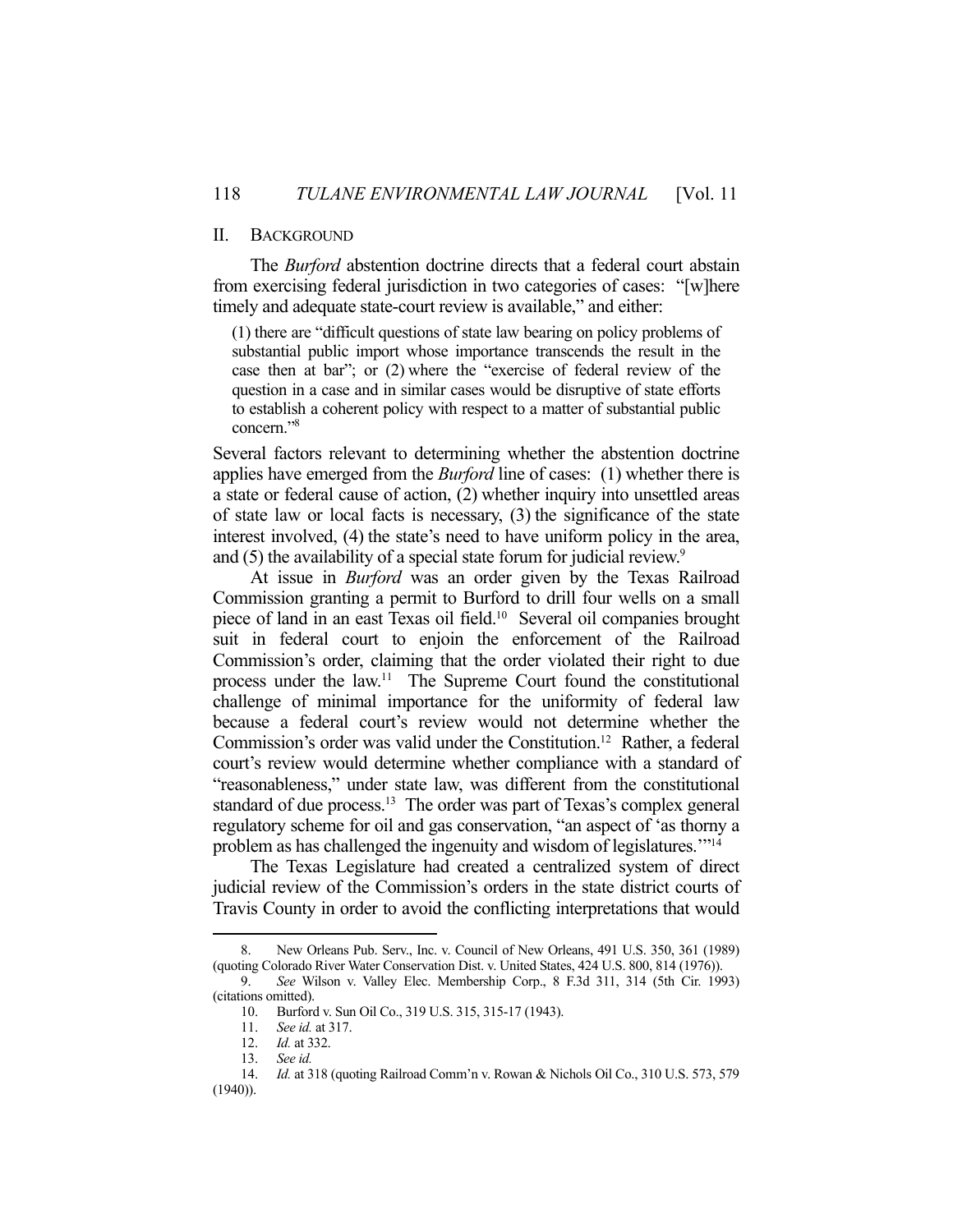## II. BACKGROUND

The *Burford* abstention doctrine directs that a federal court abstain from exercising federal jurisdiction in two categories of cases: "[w]here timely and adequate state-court review is available," and either:

> (1) there are "difficult questions of state law bearing on policy problems of substantial public import whose importance transcends the result in the case then at bar"; or (2) where the "exercise of federal review of the question in a case and in similar cases would be disruptive of state efforts to establish a coherent policy with respect to a matter of substantial public concern."[8]

Several factors relevant to determining whether the abstention doctrine applies have emerged from the *Burford* line of cases: (1) whether there is a state or federal cause of action, (2) whether inquiry into unsettled areas of state law or local facts is necessary, (3) the significance of the state interest involved, (4) the state's need to have uniform policy in the area, and (5) the availability of a special state forum for judicial review.[9]

At issue in *Burford* was an order given by the Texas Railroad Commission granting a permit to Burford to drill four wells on a small piece of land in an east Texas oil field.[10] Several oil companies brought suit in federal court to enjoin the enforcement of the Railroad Commission's order, claiming that the order violated their right to due process under the law.[11] The Supreme Court found the constitutional challenge of minimal importance for the uniformity of federal law because a federal court's review would not determine whether the Commission's order was valid under the Constitution.[12] Rather, a federal court's review would determine whether compliance with a standard of "reasonableness," under state law, was different from the constitutional standard of due process.[13] The order was part of Texas's complex general regulatory scheme for oil and gas conservation, "an aspect of 'as thorny a problem as has challenged the ingenuity and wisdom of legislatures.'"[14]

The Texas Legislature had created a centralized system of direct judicial review of the Commission's orders in the state district courts of Travis County in order to avoid the conflicting interpretations that would

---

8. New Orleans Pub. Serv., Inc. v. Council of New Orleans, 491 U.S. 350, 361 (1989) (quoting Colorado River Water Conservation Dist. v. United States, 424 U.S. 800, 814 (1976)).

9. *See* Wilson v. Valley Elec. Membership Corp., 8 F.3d 311, 314 (5th Cir. 1993) (citations omitted).

10. Burford v. Sun Oil Co., 319 U.S. 315, 315-17 (1943).

11. *See id.* at 317.

12. *Id.* at 332.

13. *See id.*

14. *Id.* at 318 (quoting Railroad Comm'n v. Rowan & Nichols Oil Co., 310 U.S. 573, 579 (1940)).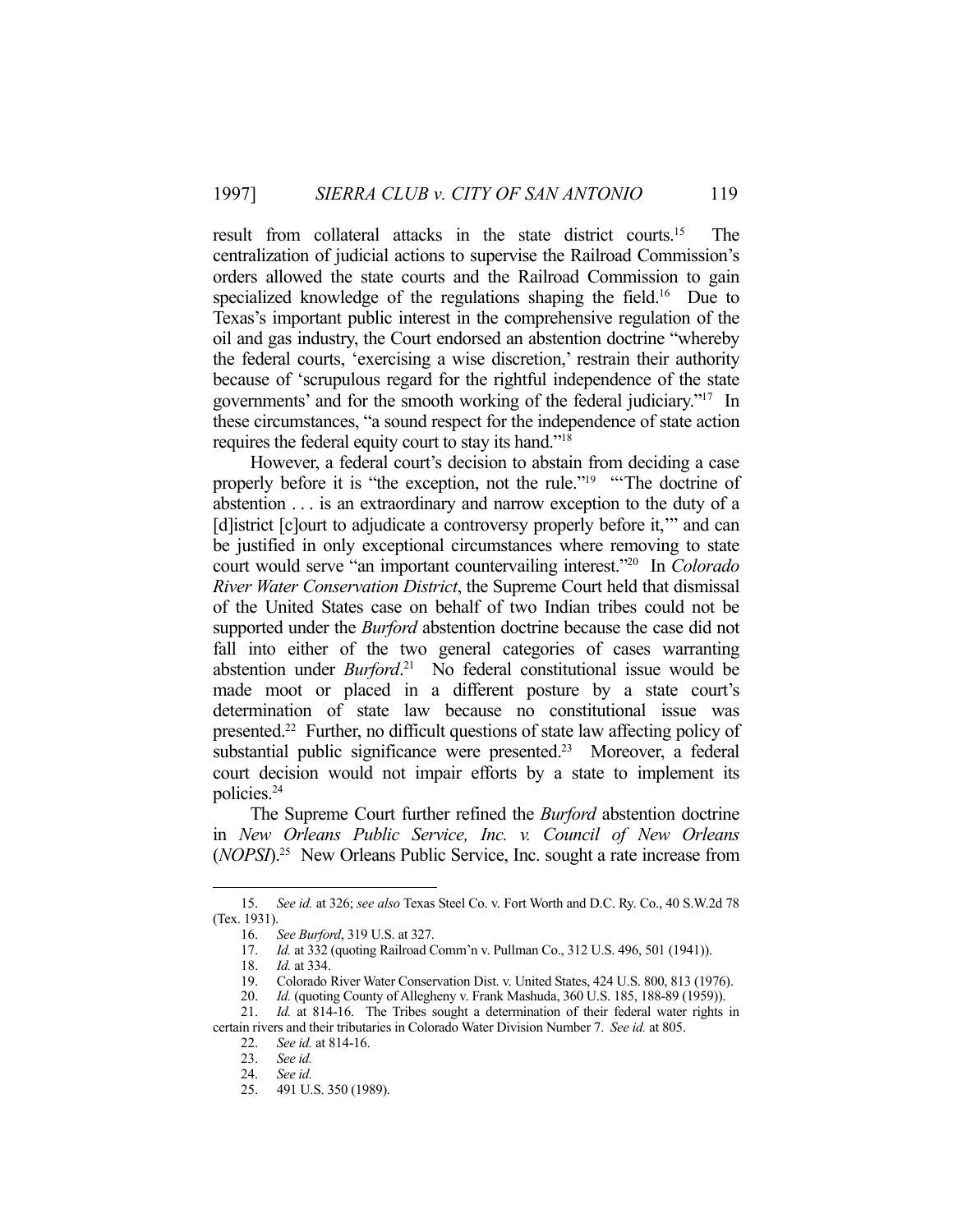result from collateral attacks in the state district courts.[15] The centralization of judicial actions to supervise the Railroad Commission's orders allowed the state courts and the Railroad Commission to gain specialized knowledge of the regulations shaping the field.[16] Due to Texas's important public interest in the comprehensive regulation of the oil and gas industry, the Court endorsed an abstention doctrine "whereby the federal courts, 'exercising a wise discretion,' restrain their authority because of 'scrupulous regard for the rightful independence of the state governments' and for the smooth working of the federal judiciary."[17] In these circumstances, "a sound respect for the independence of state action requires the federal equity court to stay its hand."[18]

However, a federal court's decision to abstain from deciding a case properly before it is "the exception, not the rule."[19] "'The doctrine of abstention . . . is an extraordinary and narrow exception to the duty of a [d]istrict [c]ourt to adjudicate a controversy properly before it,'" and can be justified in only exceptional circumstances where removing to state court would serve "an important countervailing interest."[20] In *Colorado River Water Conservation District*, the Supreme Court held that dismissal of the United States case on behalf of two Indian tribes could not be supported under the *Burford* abstention doctrine because the case did not fall into either of the two general categories of cases warranting abstention under *Burford*.[21] No federal constitutional issue would be made moot or placed in a different posture by a state court's determination of state law because no constitutional issue was presented.[22] Further, no difficult questions of state law affecting policy of substantial public significance were presented.[23] Moreover, a federal court decision would not impair efforts by a state to implement its policies.[24]

The Supreme Court further refined the *Burford* abstention doctrine in *New Orleans Public Service, Inc. v. Council of New Orleans* (*NOPSI*).[25] New Orleans Public Service, Inc. sought a rate increase from

---

15. *See id.* at 326; *see also* Texas Steel Co. v. Fort Worth and D.C. Ry. Co., 40 S.W.2d 78 (Tex. 1931).

16. *See Burford*, 319 U.S. at 327.

17. *Id.* at 332 (quoting Railroad Comm'n v. Pullman Co., 312 U.S. 496, 501 (1941)).

18. *Id.* at 334.

19. Colorado River Water Conservation Dist. v. United States, 424 U.S. 800, 813 (1976).

20. *Id.* (quoting County of Allegheny v. Frank Mashuda, 360 U.S. 185, 188-89 (1959)).

21. *Id.* at 814-16. The Tribes sought a determination of their federal water rights in certain rivers and their tributaries in Colorado Water Division Number 7. *See id.* at 805.

22. *See id.* at 814-16.

23. *See id.*

24. *See id.*

25. 491 U.S. 350 (1989).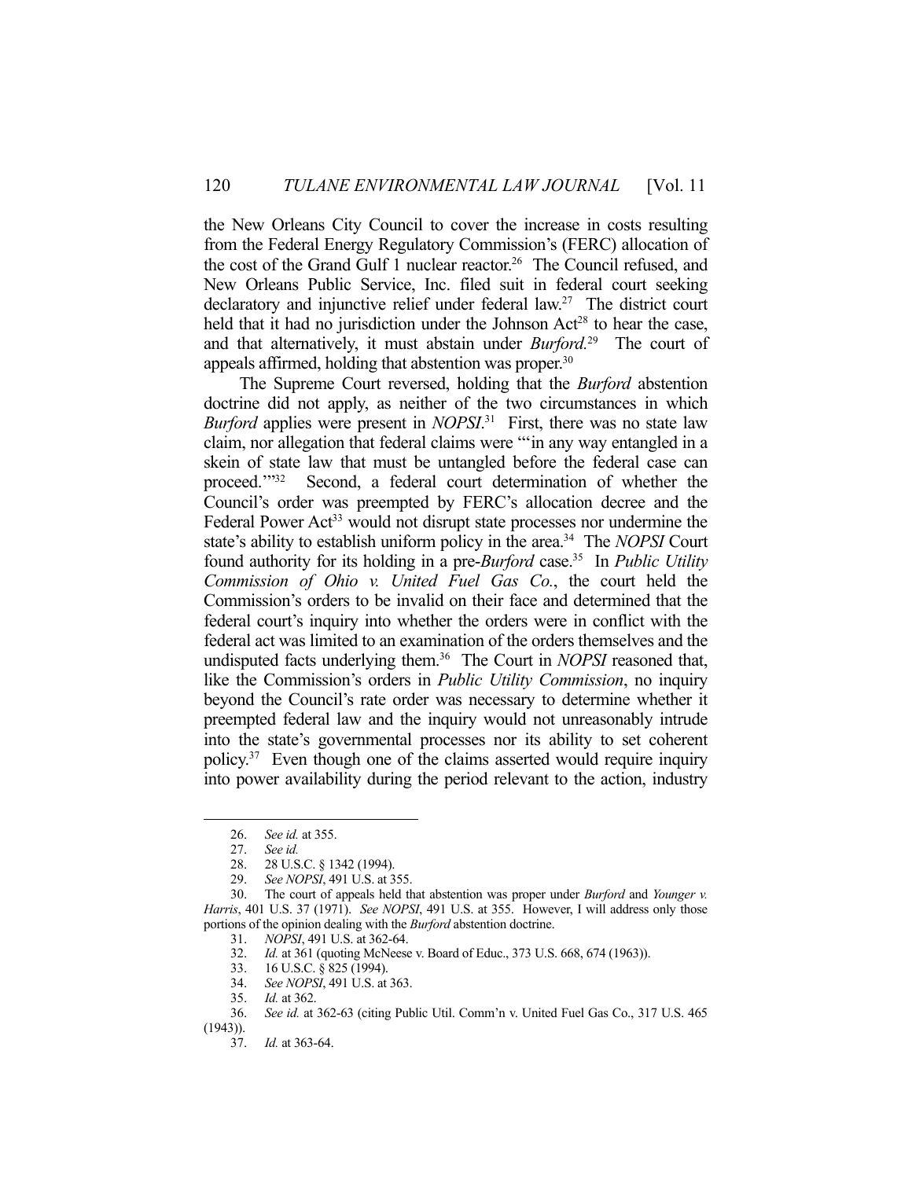the New Orleans City Council to cover the increase in costs resulting from the Federal Energy Regulatory Commission's (FERC) allocation of the cost of the Grand Gulf 1 nuclear reactor.[26] The Council refused, and New Orleans Public Service, Inc. filed suit in federal court seeking declaratory and injunctive relief under federal law.[27] The district court held that it had no jurisdiction under the Johnson Act[28] to hear the case, and that alternatively, it must abstain under *Burford*.[29] The court of appeals affirmed, holding that abstention was proper.[30]

The Supreme Court reversed, holding that the *Burford* abstention doctrine did not apply, as neither of the two circumstances in which *Burford* applies were present in *NOPSI*.[31] First, there was no state law claim, nor allegation that federal claims were "'in any way entangled in a skein of state law that must be untangled before the federal case can proceed.'"[32] Second, a federal court determination of whether the Council's order was preempted by FERC's allocation decree and the Federal Power Act[33] would not disrupt state processes nor undermine the state's ability to establish uniform policy in the area.[34] The *NOPSI* Court found authority for its holding in a pre-*Burford* case.[35] In *Public Utility Commission of Ohio v. United Fuel Gas Co.*, the court held the Commission's orders to be invalid on their face and determined that the federal court's inquiry into whether the orders were in conflict with the federal act was limited to an examination of the orders themselves and the undisputed facts underlying them.[36] The Court in *NOPSI* reasoned that, like the Commission's orders in *Public Utility Commission*, no inquiry beyond the Council's rate order was necessary to determine whether it preempted federal law and the inquiry would not unreasonably intrude into the state's governmental processes nor its ability to set coherent policy.[37] Even though one of the claims asserted would require inquiry into power availability during the period relevant to the action, industry

---

26. *See id.* at 355.

27. *See id.*

28. 28 U.S.C. § 1342 (1994).

29. *See NOPSI*, 491 U.S. at 355.

30. The court of appeals held that abstention was proper under *Burford* and *Younger v. Harris*, 401 U.S. 37 (1971). *See NOPSI*, 491 U.S. at 355. However, I will address only those portions of the opinion dealing with the *Burford* abstention doctrine.

31. *NOPSI*, 491 U.S. at 362-64.

32. *Id.* at 361 (quoting McNeese v. Board of Educ., 373 U.S. 668, 674 (1963)).

33. 16 U.S.C. § 825 (1994).

34. *See NOPSI*, 491 U.S. at 363.

35. *Id.* at 362.

36. *See id.* at 362-63 (citing Public Util. Comm'n v. United Fuel Gas Co., 317 U.S. 465 (1943)).

37. *Id.* at 363-64.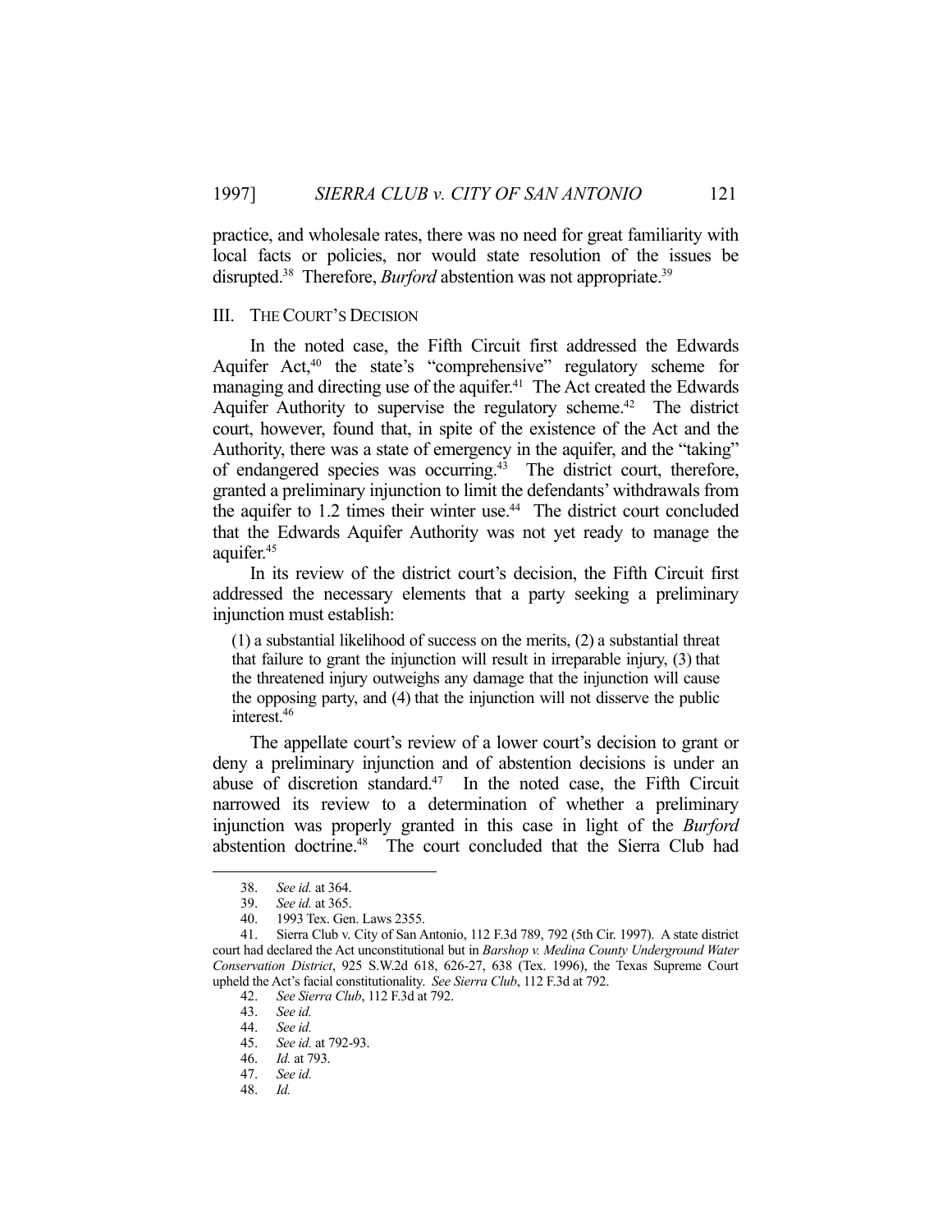practice, and wholesale rates, there was no need for great familiarity with local facts or policies, nor would state resolution of the issues be disrupted.[38] Therefore, *Burford* abstention was not appropriate.[39]

## III. THE COURT'S DECISION

In the noted case, the Fifth Circuit first addressed the Edwards Aquifer Act,[40] the state's "comprehensive" regulatory scheme for managing and directing use of the aquifer.[41] The Act created the Edwards Aquifer Authority to supervise the regulatory scheme.[42] The district court, however, found that, in spite of the existence of the Act and the Authority, there was a state of emergency in the aquifer, and the "taking" of endangered species was occurring.[43] The district court, therefore, granted a preliminary injunction to limit the defendants' withdrawals from the aquifer to 1.2 times their winter use.[44] The district court concluded that the Edwards Aquifer Authority was not yet ready to manage the aquifer.[45]

In its review of the district court's decision, the Fifth Circuit first addressed the necessary elements that a party seeking a preliminary injunction must establish:

> (1) a substantial likelihood of success on the merits, (2) a substantial threat that failure to grant the injunction will result in irreparable injury, (3) that the threatened injury outweighs any damage that the injunction will cause the opposing party, and (4) that the injunction will not disserve the public interest.[46]

The appellate court's review of a lower court's decision to grant or deny a preliminary injunction and of abstention decisions is under an abuse of discretion standard.[47] In the noted case, the Fifth Circuit narrowed its review to a determination of whether a preliminary injunction was properly granted in this case in light of the *Burford* abstention doctrine.[48] The court concluded that the Sierra Club had

---

38. *See id.* at 364.
39. *See id.* at 365.
40. 1993 Tex. Gen. Laws 2355.
41. Sierra Club v. City of San Antonio, 112 F.3d 789, 792 (5th Cir. 1997). A state district court had declared the Act unconstitutional but in *Barshop v. Medina County Underground Water Conservation District*, 925 S.W.2d 618, 626-27, 638 (Tex. 1996), the Texas Supreme Court upheld the Act's facial constitutionality. *See Sierra Club*, 112 F.3d at 792.
42. *See Sierra Club*, 112 F.3d at 792.
43. *See id.*
44. *See id.*
45. *See id.* at 792-93.
46. *Id.* at 793.
47. *See id.*
48. *Id.*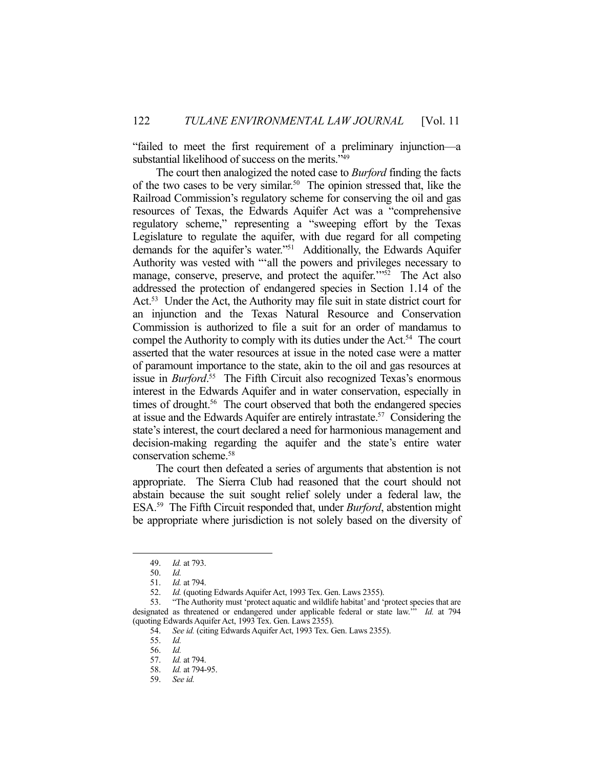"failed to meet the first requirement of a preliminary injunction—a substantial likelihood of success on the merits."[49]

The court then analogized the noted case to *Burford* finding the facts of the two cases to be very similar.[50] The opinion stressed that, like the Railroad Commission's regulatory scheme for conserving the oil and gas resources of Texas, the Edwards Aquifer Act was a "comprehensive regulatory scheme," representing a "sweeping effort by the Texas Legislature to regulate the aquifer, with due regard for all competing demands for the aquifer's water."[51] Additionally, the Edwards Aquifer Authority was vested with "'all the powers and privileges necessary to manage, conserve, preserve, and protect the aquifer.'"[52] The Act also addressed the protection of endangered species in Section 1.14 of the Act.[53] Under the Act, the Authority may file suit in state district court for an injunction and the Texas Natural Resource and Conservation Commission is authorized to file a suit for an order of mandamus to compel the Authority to comply with its duties under the Act.[54] The court asserted that the water resources at issue in the noted case were a matter of paramount importance to the state, akin to the oil and gas resources at issue in *Burford*.[55] The Fifth Circuit also recognized Texas's enormous interest in the Edwards Aquifer and in water conservation, especially in times of drought.[56] The court observed that both the endangered species at issue and the Edwards Aquifer are entirely intrastate.[57] Considering the state's interest, the court declared a need for harmonious management and decision-making regarding the aquifer and the state's entire water conservation scheme.[58]

The court then defeated a series of arguments that abstention is not appropriate. The Sierra Club had reasoned that the court should not abstain because the suit sought relief solely under a federal law, the ESA.[59] The Fifth Circuit responded that, under *Burford*, abstention might be appropriate where jurisdiction is not solely based on the diversity of

---

49. *Id.* at 793.
50. *Id.*
51. *Id.* at 794.
52. *Id.* (quoting Edwards Aquifer Act, 1993 Tex. Gen. Laws 2355).
53. "The Authority must 'protect aquatic and wildlife habitat' and 'protect species that are designated as threatened or endangered under applicable federal or state law.'" *Id.* at 794 (quoting Edwards Aquifer Act, 1993 Tex. Gen. Laws 2355).
54. *See id.* (citing Edwards Aquifer Act, 1993 Tex. Gen. Laws 2355).
55. *Id.*
56. *Id.*
57. *Id.* at 794.
58. *Id.* at 794-95.
59. *See id.*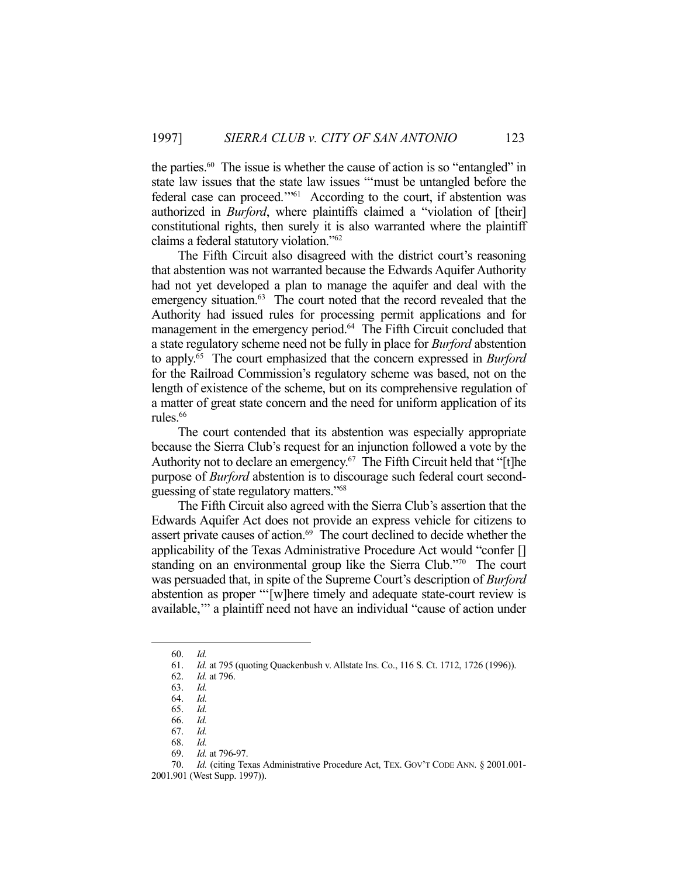the parties.[60] The issue is whether the cause of action is so "entangled" in state law issues that the state law issues "'must be untangled before the federal case can proceed.'"[61] According to the court, if abstention was authorized in *Burford*, where plaintiffs claimed a "violation of [their] constitutional rights, then surely it is also warranted where the plaintiff claims a federal statutory violation."[62]

The Fifth Circuit also disagreed with the district court's reasoning that abstention was not warranted because the Edwards Aquifer Authority had not yet developed a plan to manage the aquifer and deal with the emergency situation.[63] The court noted that the record revealed that the Authority had issued rules for processing permit applications and for management in the emergency period.[64] The Fifth Circuit concluded that a state regulatory scheme need not be fully in place for *Burford* abstention to apply.[65] The court emphasized that the concern expressed in *Burford* for the Railroad Commission's regulatory scheme was based, not on the length of existence of the scheme, but on its comprehensive regulation of a matter of great state concern and the need for uniform application of its rules.[66]

The court contended that its abstention was especially appropriate because the Sierra Club's request for an injunction followed a vote by the Authority not to declare an emergency.[67] The Fifth Circuit held that "[t]he purpose of *Burford* abstention is to discourage such federal court second-guessing of state regulatory matters."[68]

The Fifth Circuit also agreed with the Sierra Club's assertion that the Edwards Aquifer Act does not provide an express vehicle for citizens to assert private causes of action.[69] The court declined to decide whether the applicability of the Texas Administrative Procedure Act would "confer [] standing on an environmental group like the Sierra Club."[70] The court was persuaded that, in spite of the Supreme Court's description of *Burford* abstention as proper "'[w]here timely and adequate state-court review is available,'" a plaintiff need not have an individual "cause of action under

---

60. *Id.*
61. *Id.* at 795 (quoting Quackenbush v. Allstate Ins. Co., 116 S. Ct. 1712, 1726 (1996)).
62. *Id.* at 796.
63. *Id.*
64. *Id.*
65. *Id.*
66. *Id.*
67. *Id.*
68. *Id.*
69. *Id.* at 796-97.
70. *Id.* (citing Texas Administrative Procedure Act, TEX. GOV'T CODE ANN. § 2001.001-2001.901 (West Supp. 1997)).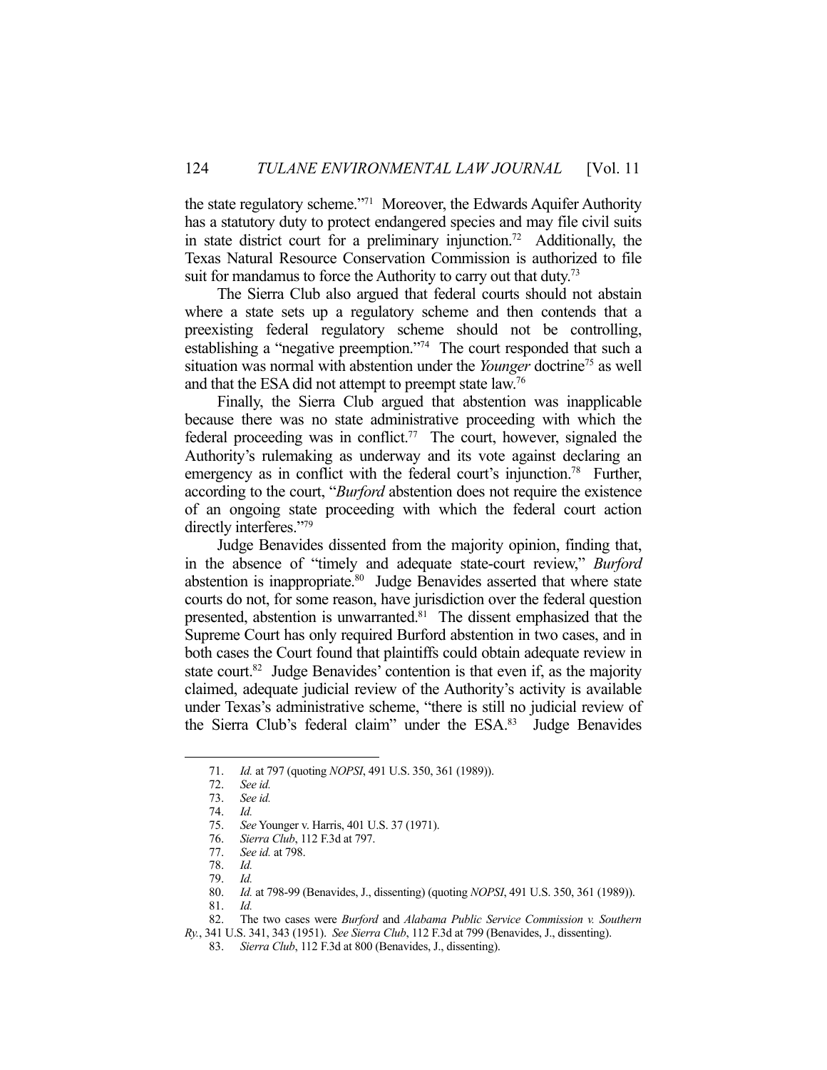the state regulatory scheme."[71] Moreover, the Edwards Aquifer Authority has a statutory duty to protect endangered species and may file civil suits in state district court for a preliminary injunction.[72] Additionally, the Texas Natural Resource Conservation Commission is authorized to file suit for mandamus to force the Authority to carry out that duty.[73]

The Sierra Club also argued that federal courts should not abstain where a state sets up a regulatory scheme and then contends that a preexisting federal regulatory scheme should not be controlling, establishing a "negative preemption."[74] The court responded that such a situation was normal with abstention under the *Younger* doctrine[75] as well and that the ESA did not attempt to preempt state law.[76]

Finally, the Sierra Club argued that abstention was inapplicable because there was no state administrative proceeding with which the federal proceeding was in conflict.[77] The court, however, signaled the Authority's rulemaking as underway and its vote against declaring an emergency as in conflict with the federal court's injunction.[78] Further, according to the court, "*Burford* abstention does not require the existence of an ongoing state proceeding with which the federal court action directly interferes."[79]

Judge Benavides dissented from the majority opinion, finding that, in the absence of "timely and adequate state-court review," *Burford* abstention is inappropriate.[80] Judge Benavides asserted that where state courts do not, for some reason, have jurisdiction over the federal question presented, abstention is unwarranted.[81] The dissent emphasized that the Supreme Court has only required Burford abstention in two cases, and in both cases the Court found that plaintiffs could obtain adequate review in state court.[82] Judge Benavides' contention is that even if, as the majority claimed, adequate judicial review of the Authority's activity is available under Texas's administrative scheme, "there is still no judicial review of the Sierra Club's federal claim" under the ESA.[83] Judge Benavides

---

71. *Id.* at 797 (quoting *NOPSI*, 491 U.S. 350, 361 (1989)).
72. *See id.*
73. *See id.*
74. *Id.*
75. *See* Younger v. Harris, 401 U.S. 37 (1971).
76. *Sierra Club*, 112 F.3d at 797.
77. *See id.* at 798.
78. *Id.*
79. *Id.*
80. *Id.* at 798-99 (Benavides, J., dissenting) (quoting *NOPSI*, 491 U.S. 350, 361 (1989)).
81. *Id.*
82. The two cases were *Burford* and *Alabama Public Service Commission v. Southern Ry.*, 341 U.S. 341, 343 (1951). *See Sierra Club*, 112 F.3d at 799 (Benavides, J., dissenting).
83. *Sierra Club*, 112 F.3d at 800 (Benavides, J., dissenting).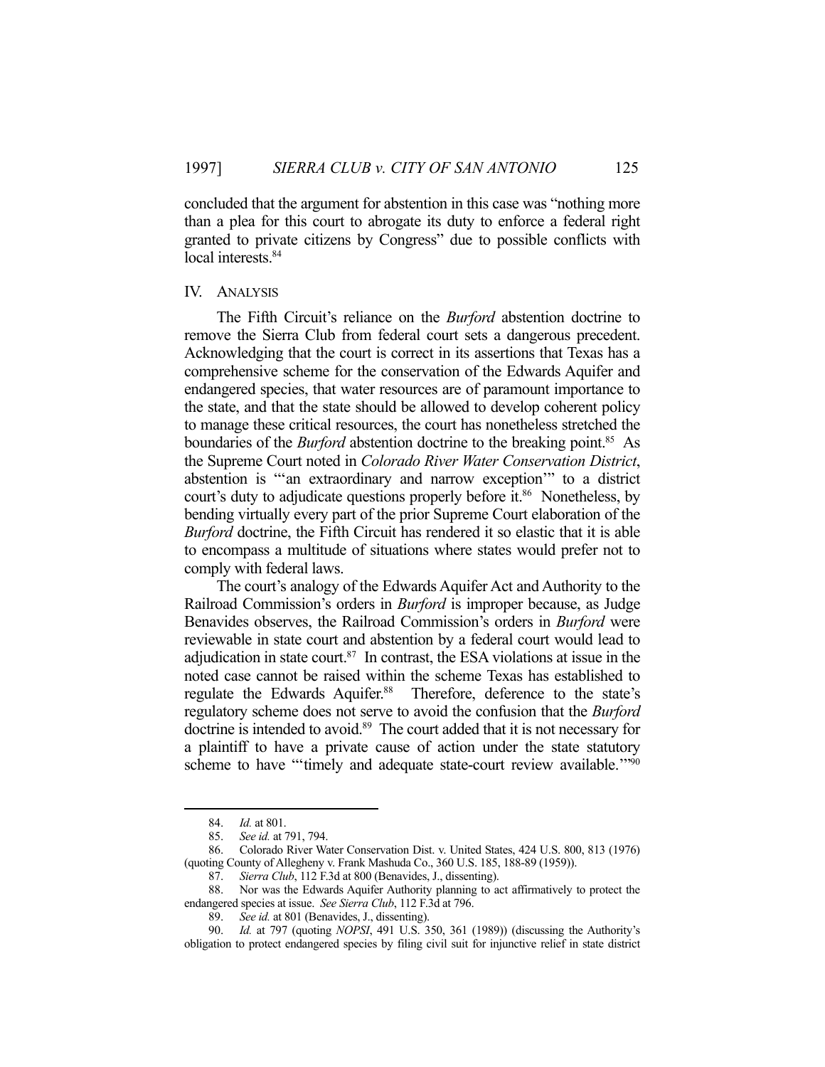concluded that the argument for abstention in this case was "nothing more than a plea for this court to abrogate its duty to enforce a federal right granted to private citizens by Congress" due to possible conflicts with local interests.[84]

## IV. ANALYSIS

The Fifth Circuit's reliance on the *Burford* abstention doctrine to remove the Sierra Club from federal court sets a dangerous precedent. Acknowledging that the court is correct in its assertions that Texas has a comprehensive scheme for the conservation of the Edwards Aquifer and endangered species, that water resources are of paramount importance to the state, and that the state should be allowed to develop coherent policy to manage these critical resources, the court has nonetheless stretched the boundaries of the *Burford* abstention doctrine to the breaking point.[85] As the Supreme Court noted in *Colorado River Water Conservation District*, abstention is "'an extraordinary and narrow exception'" to a district court's duty to adjudicate questions properly before it.[86] Nonetheless, by bending virtually every part of the prior Supreme Court elaboration of the *Burford* doctrine, the Fifth Circuit has rendered it so elastic that it is able to encompass a multitude of situations where states would prefer not to comply with federal laws.

The court's analogy of the Edwards Aquifer Act and Authority to the Railroad Commission's orders in *Burford* is improper because, as Judge Benavides observes, the Railroad Commission's orders in *Burford* were reviewable in state court and abstention by a federal court would lead to adjudication in state court.[87] In contrast, the ESA violations at issue in the noted case cannot be raised within the scheme Texas has established to regulate the Edwards Aquifer.[88] Therefore, deference to the state's regulatory scheme does not serve to avoid the confusion that the *Burford* doctrine is intended to avoid.[89] The court added that it is not necessary for a plaintiff to have a private cause of action under the state statutory scheme to have "'timely and adequate state-court review available.'"[90]

---

84. *Id.* at 801.

85. *See id.* at 791, 794.

86. Colorado River Water Conservation Dist. v. United States, 424 U.S. 800, 813 (1976) (quoting County of Allegheny v. Frank Mashuda Co., 360 U.S. 185, 188-89 (1959)).

87. *Sierra Club*, 112 F.3d at 800 (Benavides, J., dissenting).

88. Nor was the Edwards Aquifer Authority planning to act affirmatively to protect the endangered species at issue. *See Sierra Club*, 112 F.3d at 796.

89. *See id.* at 801 (Benavides, J., dissenting).

90. *Id.* at 797 (quoting *NOPSI*, 491 U.S. 350, 361 (1989)) (discussing the Authority's obligation to protect endangered species by filing civil suit for injunctive relief in state district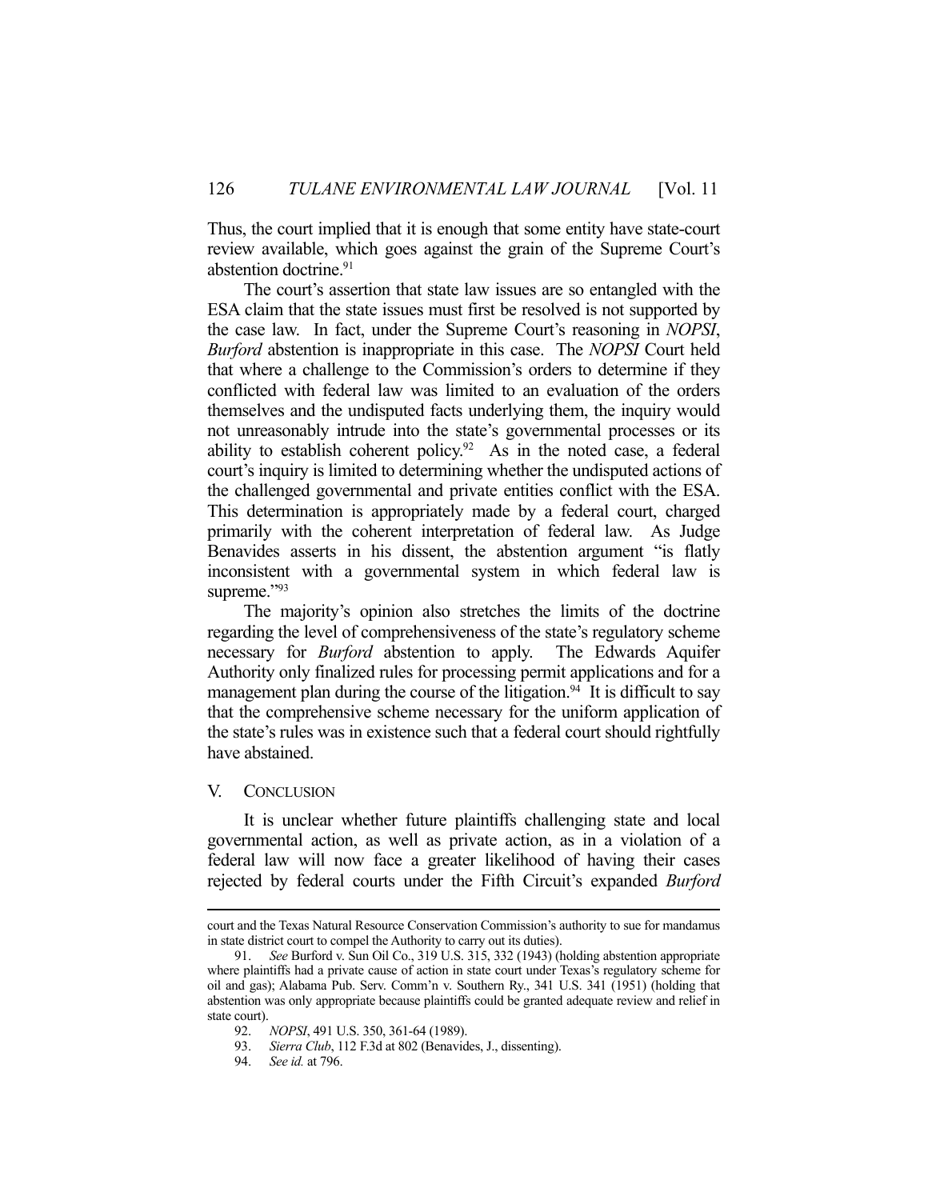Thus, the court implied that it is enough that some entity have state-court review available, which goes against the grain of the Supreme Court's abstention doctrine.[91]

The court's assertion that state law issues are so entangled with the ESA claim that the state issues must first be resolved is not supported by the case law. In fact, under the Supreme Court's reasoning in *NOPSI*, *Burford* abstention is inappropriate in this case. The *NOPSI* Court held that where a challenge to the Commission's orders to determine if they conflicted with federal law was limited to an evaluation of the orders themselves and the undisputed facts underlying them, the inquiry would not unreasonably intrude into the state's governmental processes or its ability to establish coherent policy.[92] As in the noted case, a federal court's inquiry is limited to determining whether the undisputed actions of the challenged governmental and private entities conflict with the ESA. This determination is appropriately made by a federal court, charged primarily with the coherent interpretation of federal law. As Judge Benavides asserts in his dissent, the abstention argument "is flatly inconsistent with a governmental system in which federal law is supreme."[93]

The majority's opinion also stretches the limits of the doctrine regarding the level of comprehensiveness of the state's regulatory scheme necessary for *Burford* abstention to apply. The Edwards Aquifer Authority only finalized rules for processing permit applications and for a management plan during the course of the litigation.[94] It is difficult to say that the comprehensive scheme necessary for the uniform application of the state's rules was in existence such that a federal court should rightfully have abstained.

## V. Conclusion

It is unclear whether future plaintiffs challenging state and local governmental action, as well as private action, as in a violation of a federal law will now face a greater likelihood of having their cases rejected by federal courts under the Fifth Circuit's expanded *Burford*

---

court and the Texas Natural Resource Conservation Commission's authority to sue for mandamus in state district court to compel the Authority to carry out its duties).

91. *See* Burford v. Sun Oil Co., 319 U.S. 315, 332 (1943) (holding abstention appropriate where plaintiffs had a private cause of action in state court under Texas's regulatory scheme for oil and gas); Alabama Pub. Serv. Comm'n v. Southern Ry., 341 U.S. 341 (1951) (holding that abstention was only appropriate because plaintiffs could be granted adequate review and relief in state court).

92. *NOPSI*, 491 U.S. 350, 361-64 (1989).

93. *Sierra Club*, 112 F.3d at 802 (Benavides, J., dissenting).

94. *See id.* at 796.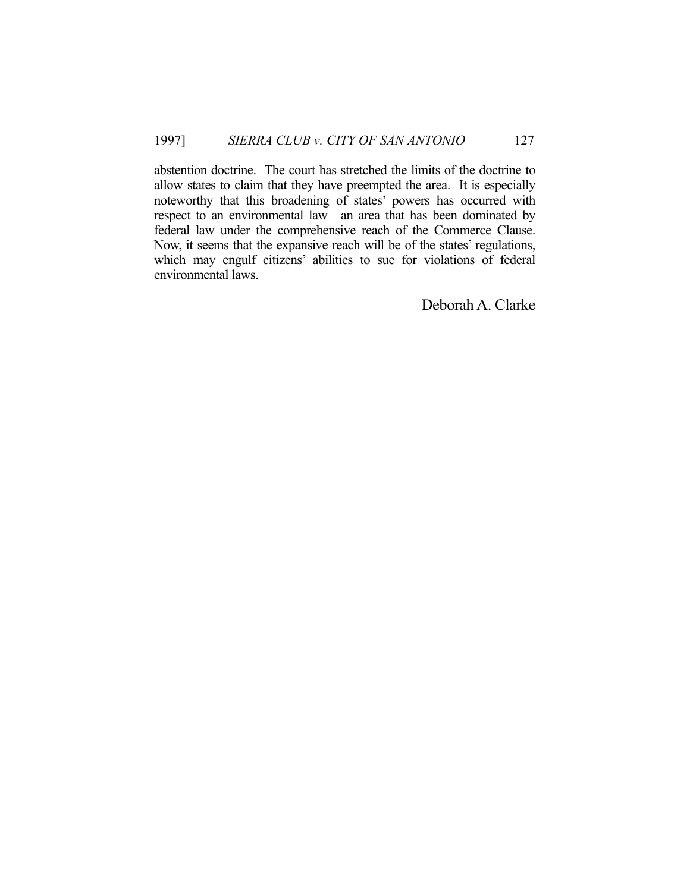abstention doctrine. The court has stretched the limits of the doctrine to allow states to claim that they have preempted the area. It is especially noteworthy that this broadening of states' powers has occurred with respect to an environmental law—an area that has been dominated by federal law under the comprehensive reach of the Commerce Clause. Now, it seems that the expansive reach will be of the states' regulations, which may engulf citizens' abilities to sue for violations of federal environmental laws.

Deborah A. Clarke